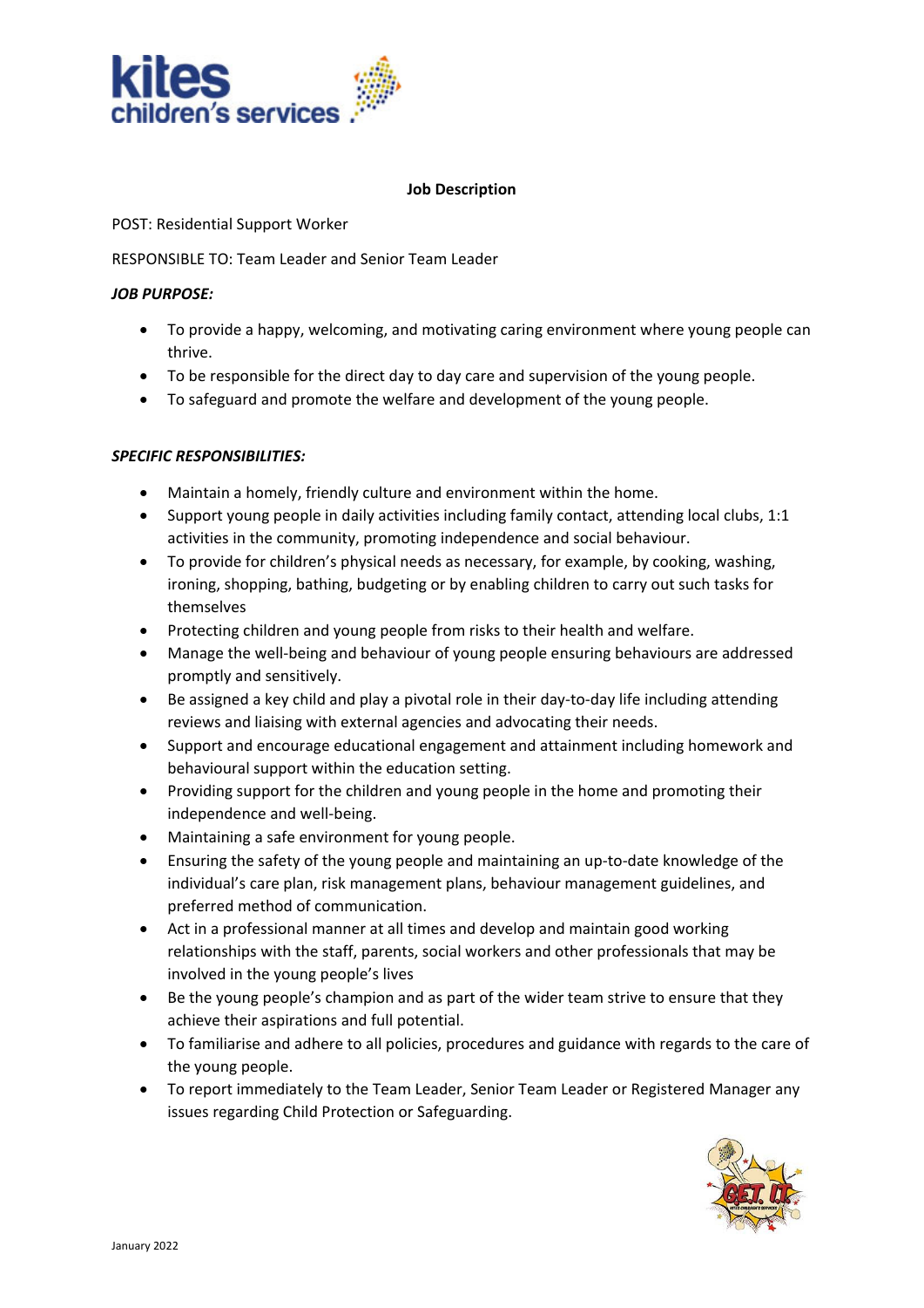# Job Description

POST: Residential Support Worker

RESPONSIBLE TO: Team Leader and Senior Team Leader

***JOB PURPOSE:***

- To provide a happy, welcoming, and motivating caring environment where young people can thrive.
- To be responsible for the direct day to day care and supervision of the young people.
- To safeguard and promote the welfare and development of the young people.

***SPECIFIC RESPONSIBILITIES:***

- Maintain a homely, friendly culture and environment within the home.
- Support young people in daily activities including family contact, attending local clubs, 1:1 activities in the community, promoting independence and social behaviour.
- To provide for children's physical needs as necessary, for example, by cooking, washing, ironing, shopping, bathing, budgeting or by enabling children to carry out such tasks for themselves
- Protecting children and young people from risks to their health and welfare.
- Manage the well-being and behaviour of young people ensuring behaviours are addressed promptly and sensitively.
- Be assigned a key child and play a pivotal role in their day-to-day life including attending reviews and liaising with external agencies and advocating their needs.
- Support and encourage educational engagement and attainment including homework and behavioural support within the education setting.
- Providing support for the children and young people in the home and promoting their independence and well-being.
- Maintaining a safe environment for young people.
- Ensuring the safety of the young people and maintaining an up-to-date knowledge of the individual's care plan, risk management plans, behaviour management guidelines, and preferred method of communication.
- Act in a professional manner at all times and develop and maintain good working relationships with the staff, parents, social workers and other professionals that may be involved in the young people's lives
- Be the young people's champion and as part of the wider team strive to ensure that they achieve their aspirations and full potential.
- To familiarise and adhere to all policies, procedures and guidance with regards to the care of the young people.
- To report immediately to the Team Leader, Senior Team Leader or Registered Manager any issues regarding Child Protection or Safeguarding.

January 2022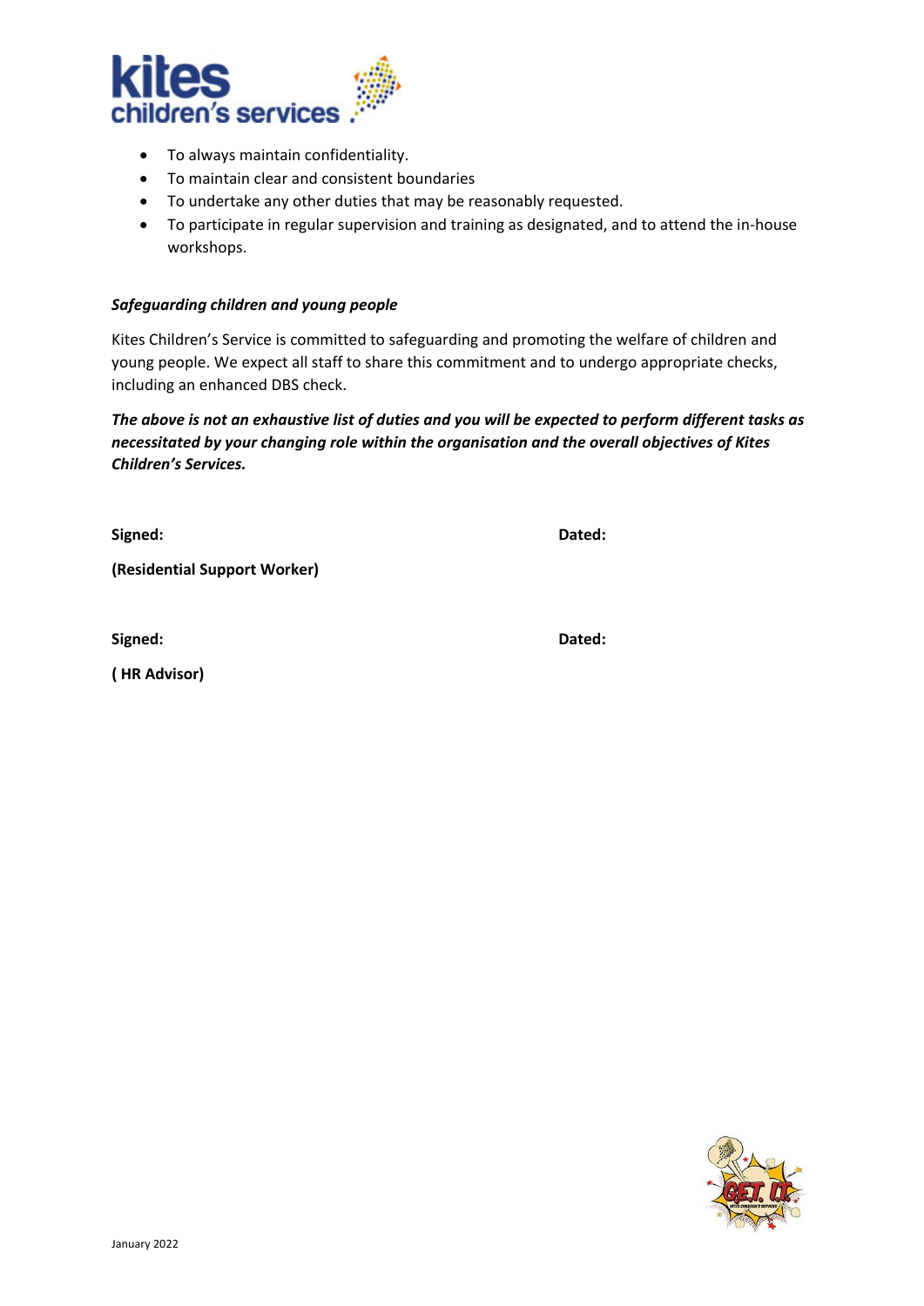- To always maintain confidentiality.
- To maintain clear and consistent boundaries
- To undertake any other duties that may be reasonably requested.
- To participate in regular supervision and training as designated, and to attend the in-house workshops.

***Safeguarding children and young people***

Kites Children's Service is committed to safeguarding and promoting the welfare of children and young people. We expect all staff to share this commitment and to undergo appropriate checks, including an enhanced DBS check.

***The above is not an exhaustive list of duties and you will be expected to perform different tasks as necessitated by your changing role within the organisation and the overall objectives of Kites Children's Services.***

**Signed:** **Dated:**

**(Residential Support Worker)**

**Signed:** **Dated:**

**( HR Advisor)**

January 2022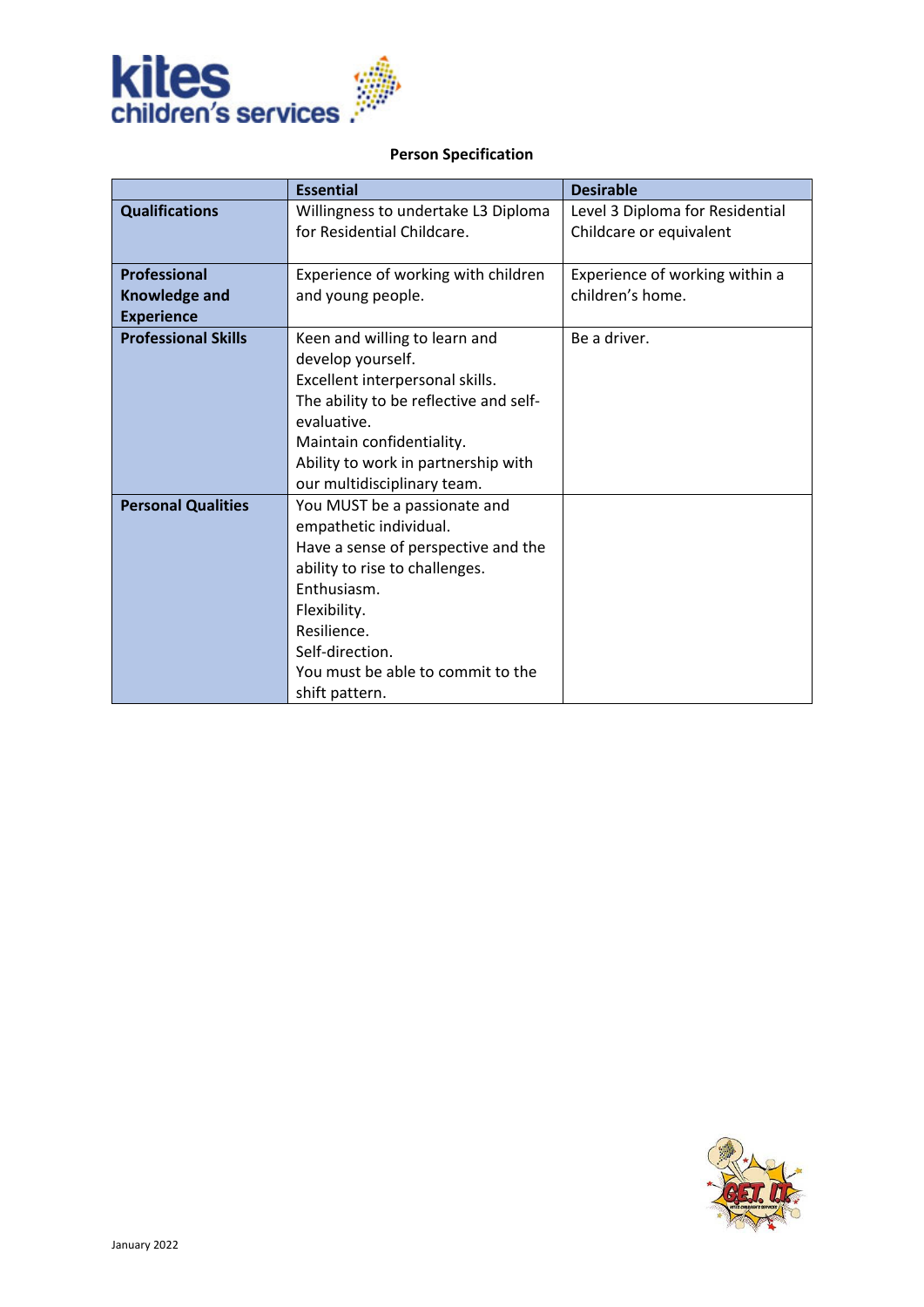# Person Specification

| | Essential | Desirable |
|---|---|---|
| **Qualifications** | Willingness to undertake L3 Diploma for Residential Childcare. | Level 3 Diploma for Residential Childcare or equivalent |
| **Professional Knowledge and Experience** | Experience of working with children and young people. | Experience of working within a children's home. |
| **Professional Skills** | Keen and willing to learn and develop yourself.<br>Excellent interpersonal skills.<br>The ability to be reflective and self-evaluative.<br>Maintain confidentiality.<br>Ability to work in partnership with our multidisciplinary team. | Be a driver. |
| **Personal Qualities** | You MUST be a passionate and empathetic individual.<br>Have a sense of perspective and the ability to rise to challenges.<br>Enthusiasm.<br>Flexibility.<br>Resilience.<br>Self-direction.<br>You must be able to commit to the shift pattern. | |

January 2022